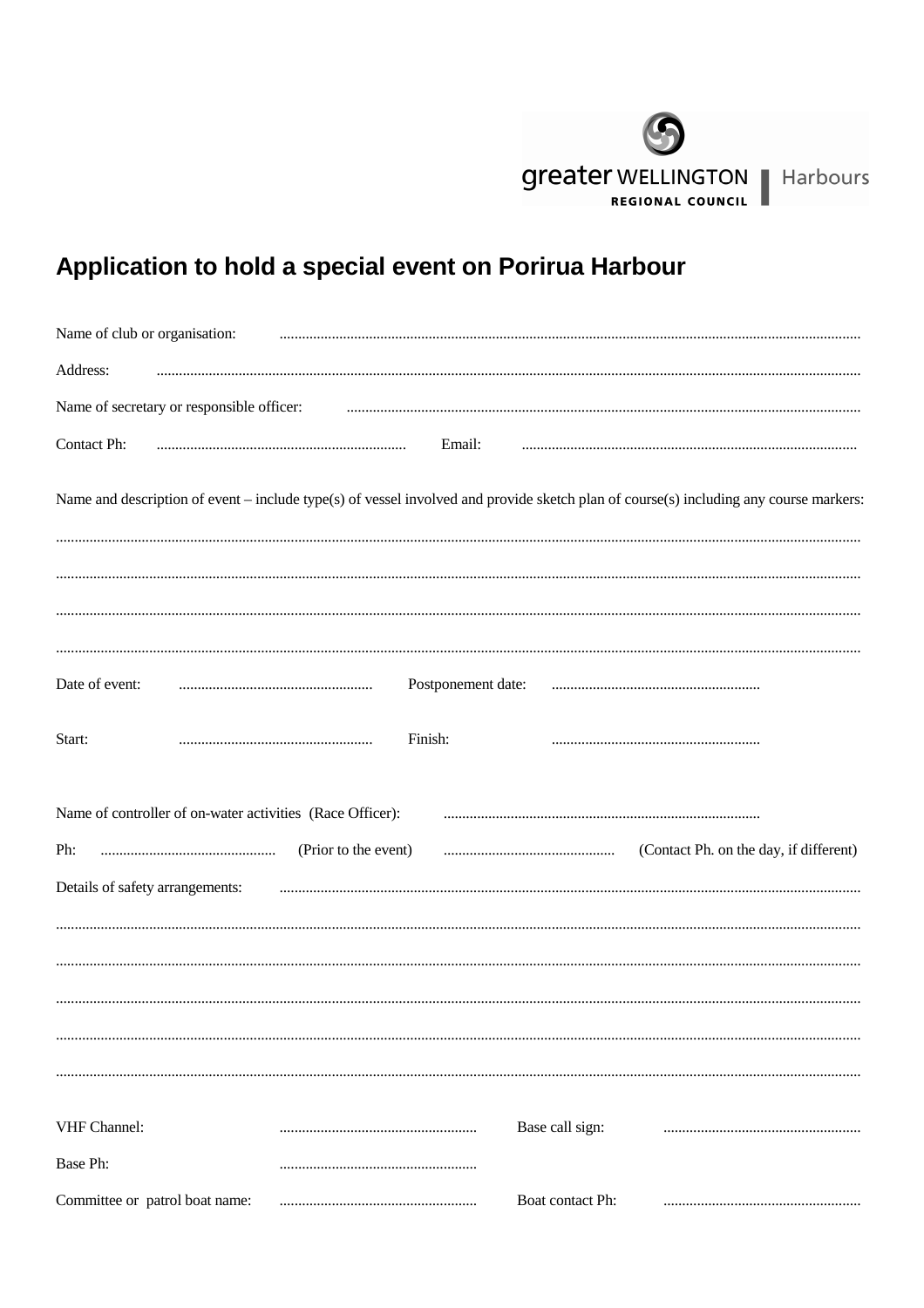greater WELLINGTON REGIONAL COUNCIL | Harbours

# Application to hold a special event on Porirua Harbour

Name of club or organisation: ..........................................................................................................................................................

Address: ..........................................................................................................................................................

Name of secretary or responsible officer: ..........................................................................................................................................................

Contact Ph: .................................................................... Email: ..........................................................................................

Name and description of event – include type(s) of vessel involved and provide sketch plan of course(s) including any course markers:

..........................................................................................................................................................

..........................................................................................................................................................

..........................................................................................................................................................

..........................................................................................................................................................

Date of event: .................................................... Postponement date: ........................................................

Start: .................................................... Finish: ........................................................

Name of controller of on-water activities (Race Officer): ....................................................................................

Ph: ............................................... (Prior to the event) .............................................. (Contact Ph. on the day, if different)

Details of safety arrangements: ..........................................................................................................................................................

..........................................................................................................................................................

..........................................................................................................................................................

..........................................................................................................................................................

..........................................................................................................................................................

..........................................................................................................................................................

VHF Channel: ..................................................... Base call sign: .....................................................

Base Ph: .....................................................

Committee or patrol boat name: ..................................................... Boat contact Ph: .....................................................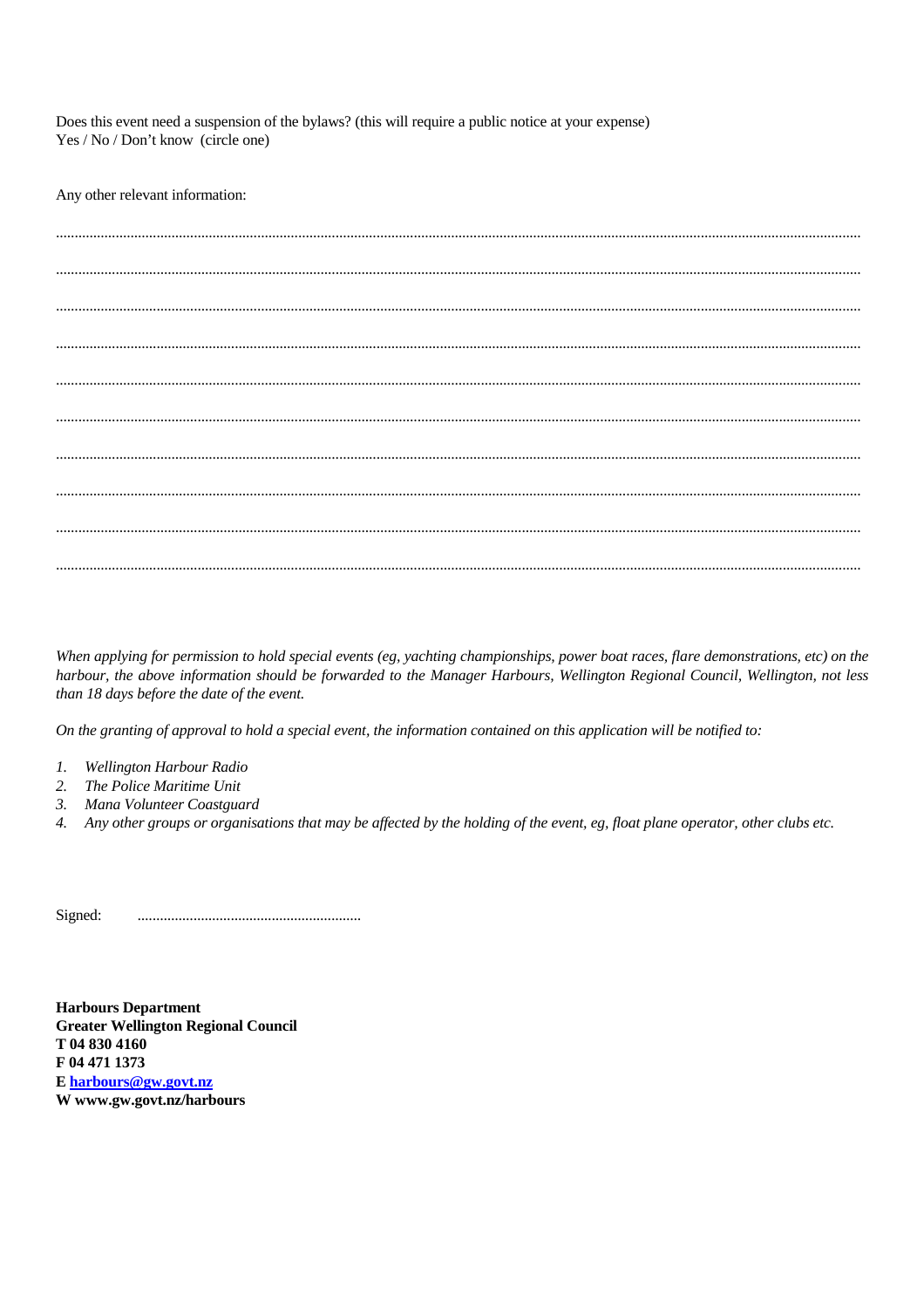Does this event need a suspension of the bylaws? (this will require a public notice at your expense)
Yes / No / Don't know (circle one)

Any other relevant information:

..........................................................................................................................................................................................................

..........................................................................................................................................................................................................

..........................................................................................................................................................................................................

..........................................................................................................................................................................................................

..........................................................................................................................................................................................................

..........................................................................................................................................................................................................

..........................................................................................................................................................................................................

..........................................................................................................................................................................................................

..........................................................................................................................................................................................................

..........................................................................................................................................................................................................

*When applying for permission to hold special events (eg, yachting championships, power boat races, flare demonstrations, etc) on the harbour, the above information should be forwarded to the Manager Harbours, Wellington Regional Council, Wellington, not less than 18 days before the date of the event.*

*On the granting of approval to hold a special event, the information contained on this application will be notified to:*

1. *Wellington Harbour Radio*
2. *The Police Maritime Unit*
3. *Mana Volunteer Coastguard*
4. *Any other groups or organisations that may be affected by the holding of the event, eg, float plane operator, other clubs etc.*

Signed: ...........................................................

**Harbours Department**
**Greater Wellington Regional Council**
**T 04 830 4160**
**F 04 471 1373**
**E [harbours@gw.govt.nz](mailto:harbours@gw.govt.nz)**
**W www.gw.govt.nz/harbours**